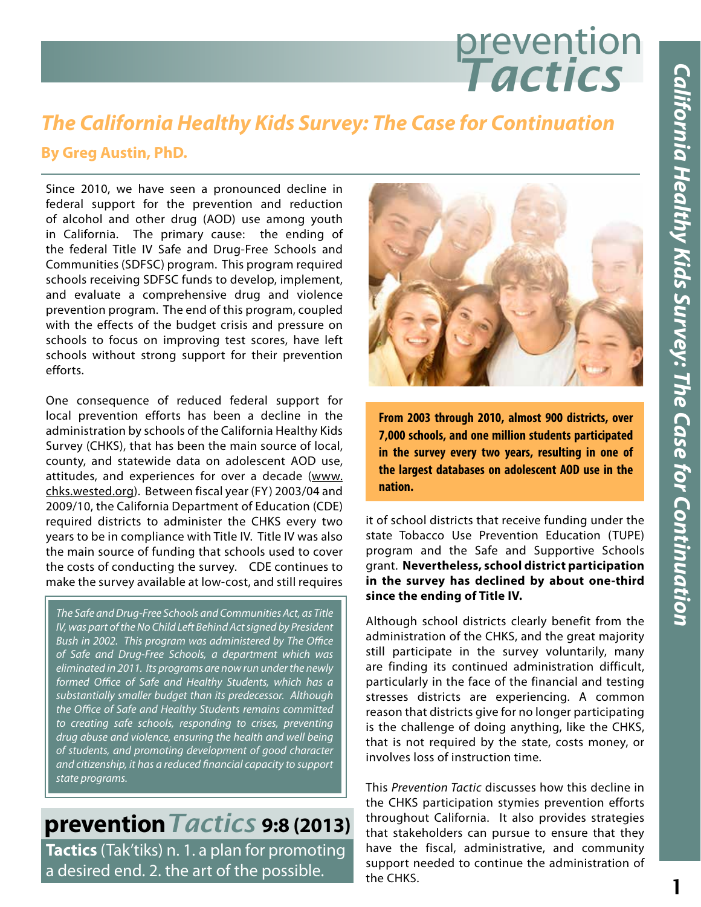# prevention *Tactics*

## *The California Healthy Kids Survey: The Case for Continuation*

**By Greg Austin, PhD.**

Since 2010, we have seen a pronounced decline in federal support for the prevention and reduction of alcohol and other drug (AOD) use among youth in California. The primary cause: the ending of the federal Title IV Safe and Drug-Free Schools and Communities (SDFSC) program. This program required schools receiving SDFSC funds to develop, implement, and evaluate a comprehensive drug and violence prevention program. The end of this program, coupled with the effects of the budget crisis and pressure on schools to focus on improving test scores, have left schools without strong support for their prevention efforts.

One consequence of reduced federal support for local prevention efforts has been a decline in the administration by schools of the California Healthy Kids Survey (CHKS), that has been the main source of local, county, and statewide data on adolescent AOD use, attitudes, and experiences for over a decade (www.chks.wested.org). Between fiscal year (FY) 2003/04 and 2009/10, the California Department of Education (CDE) required districts to administer the CHKS every two years to be in compliance with Title IV. Title IV was also the main source of funding that schools used to cover the costs of conducting the survey. CDE continues to make the survey available at low-cost, and still requires it of school districts that receive funding under the state Tobacco Use Prevention Education (TUPE) program and the Safe and Supportive Schools grant. **Nevertheless, school district participation in the survey has declined by about one-third since the ending of Title IV.**

*The Safe and Drug-Free Schools and Communities Act, as Title IV, was part of the No Child Left Behind Act signed by President Bush in 2002. This program was administered by The Office of Safe and Drug-Free Schools, a department which was eliminated in 2011. Its programs are now run under the newly formed Office of Safe and Healthy Students, which has a substantially smaller budget than its predecessor. Although the Office of Safe and Healthy Students remains committed to creating safe schools, responding to crises, preventing drug abuse and violence, ensuring the health and well being of students, and promoting development of good character and citizenship, it has a reduced financial capacity to support state programs.*

**From 2003 through 2010, almost 900 districts, over 7,000 schools, and one million students participated in the survey every two years, resulting in one of the largest databases on adolescent AOD use in the nation.**

Although school districts clearly benefit from the administration of the CHKS, and the great majority still participate in the survey voluntarily, many are finding its continued administration difficult, particularly in the face of the financial and testing stresses districts are experiencing. A common reason that districts give for no longer participating is the challenge of doing anything, like the CHKS, that is not required by the state, costs money, or involves loss of instruction time.

This *Prevention Tactic* discusses how this decline in the CHKS participation stymies prevention efforts throughout California. It also provides strategies that stakeholders can pursue to ensure that they have the fiscal, administrative, and community support needed to continue the administration of the CHKS.

**prevention** *Tactics* **9:8 (2013)**

**Tactics** (Tak'tiks) n. 1. a plan for promoting a desired end. 2. the art of the possible.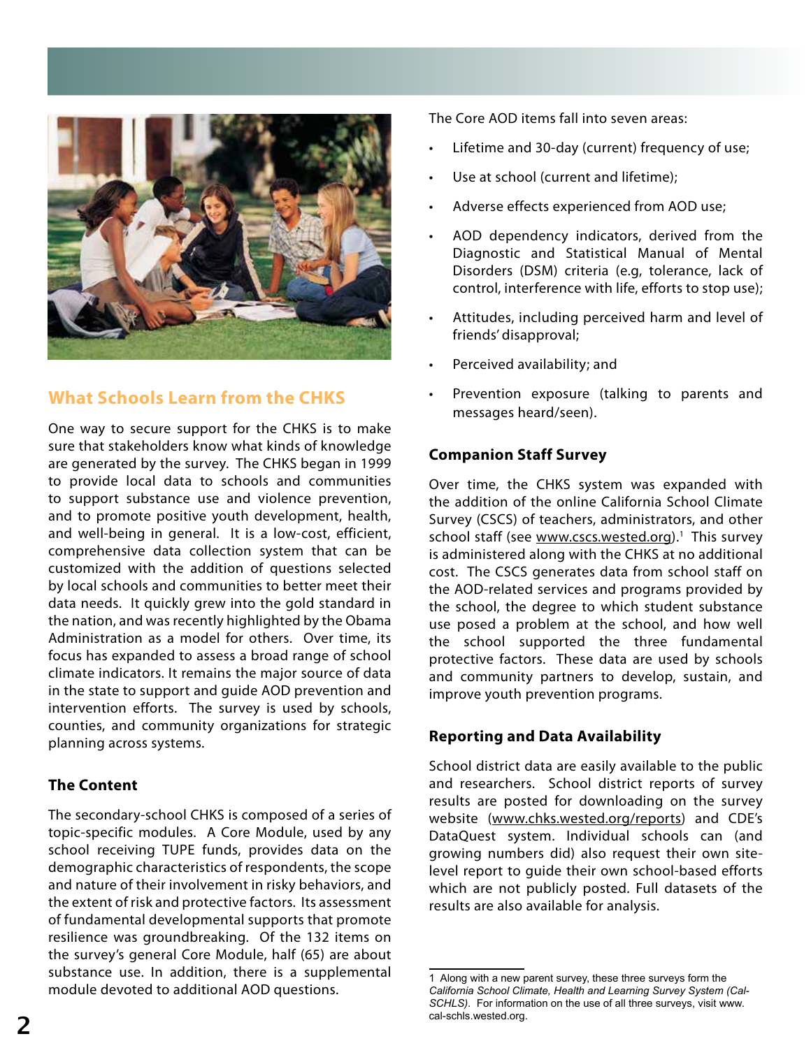## What Schools Learn from the CHKS

One way to secure support for the CHKS is to make sure that stakeholders know what kinds of knowledge are generated by the survey. The CHKS began in 1999 to provide local data to schools and communities to support substance use and violence prevention, and to promote positive youth development, health, and well-being in general. It is a low-cost, efficient, comprehensive data collection system that can be customized with the addition of questions selected by local schools and communities to better meet their data needs. It quickly grew into the gold standard in the nation, and was recently highlighted by the Obama Administration as a model for others. Over time, its focus has expanded to assess a broad range of school climate indicators. It remains the major source of data in the state to support and guide AOD prevention and intervention efforts. The survey is used by schools, counties, and community organizations for strategic planning across systems.

### The Content

The secondary-school CHKS is composed of a series of topic-specific modules. A Core Module, used by any school receiving TUPE funds, provides data on the demographic characteristics of respondents, the scope and nature of their involvement in risky behaviors, and the extent of risk and protective factors. Its assessment of fundamental developmental supports that promote resilience was groundbreaking. Of the 132 items on the survey's general Core Module, half (65) are about substance use. In addition, there is a supplemental module devoted to additional AOD questions.

The Core AOD items fall into seven areas:

- Lifetime and 30-day (current) frequency of use;
- Use at school (current and lifetime);
- Adverse effects experienced from AOD use;
- AOD dependency indicators, derived from the Diagnostic and Statistical Manual of Mental Disorders (DSM) criteria (e.g, tolerance, lack of control, interference with life, efforts to stop use);
- Attitudes, including perceived harm and level of friends' disapproval;
- Perceived availability; and
- Prevention exposure (talking to parents and messages heard/seen).

### Companion Staff Survey

Over time, the CHKS system was expanded with the addition of the online California School Climate Survey (CSCS) of teachers, administrators, and other school staff (see www.cscs.wested.org).[1] This survey is administered along with the CHKS at no additional cost. The CSCS generates data from school staff on the AOD-related services and programs provided by the school, the degree to which student substance use posed a problem at the school, and how well the school supported the three fundamental protective factors. These data are used by schools and community partners to develop, sustain, and improve youth prevention programs.

### Reporting and Data Availability

School district data are easily available to the public and researchers. School district reports of survey results are posted for downloading on the survey website (www.chks.wested.org/reports) and CDE's DataQuest system. Individual schools can (and growing numbers did) also request their own site-level report to guide their own school-based efforts which are not publicly posted. Full datasets of the results are also available for analysis.

---

1 Along with a new parent survey, these three surveys form the *California School Climate, Health and Learning Survey System (Cal-SCHLS)*. For information on the use of all three surveys, visit www.cal-schls.wested.org.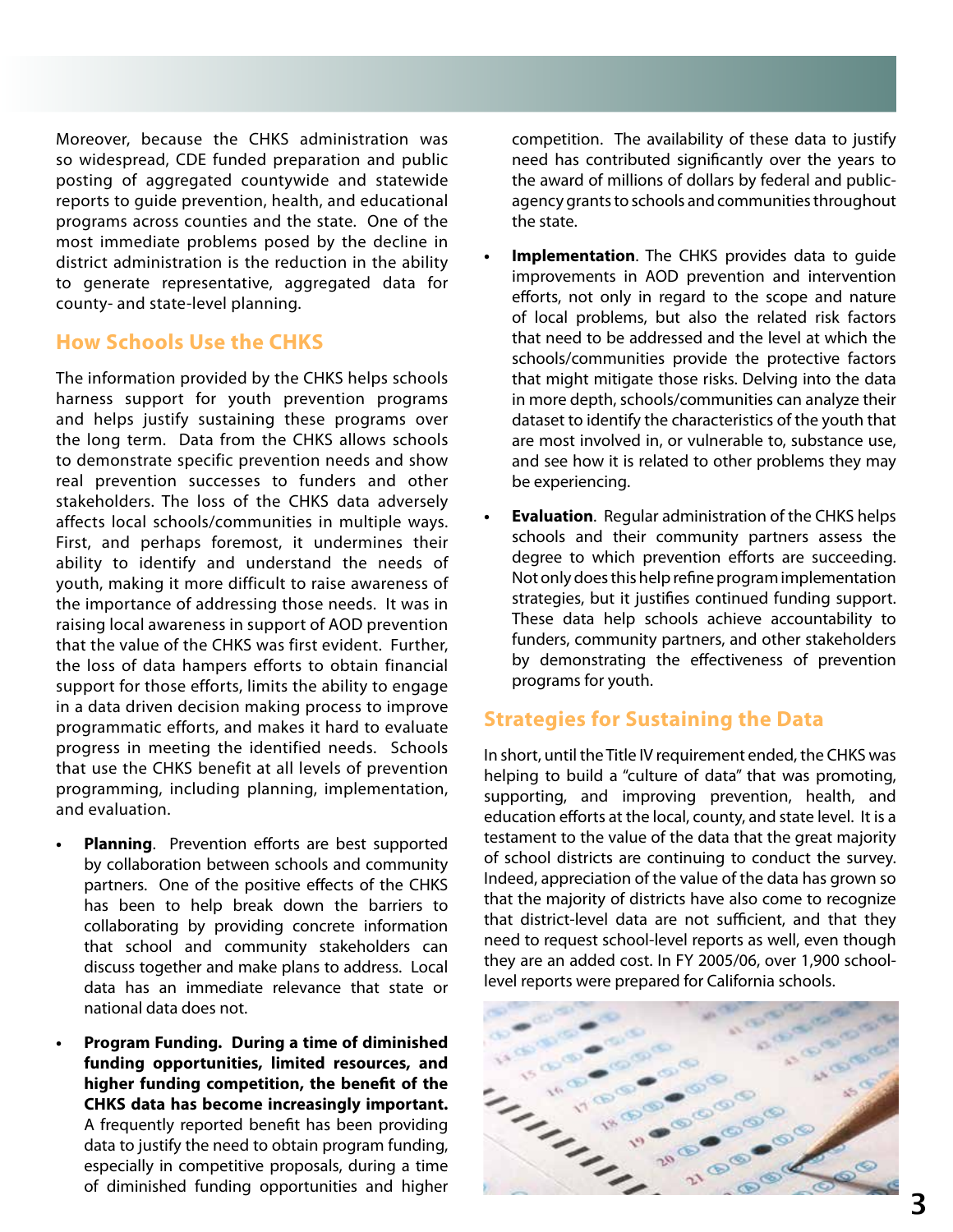Moreover, because the CHKS administration was so widespread, CDE funded preparation and public posting of aggregated countywide and statewide reports to guide prevention, health, and educational programs across counties and the state. One of the most immediate problems posed by the decline in district administration is the reduction in the ability to generate representative, aggregated data for county- and state-level planning.

## How Schools Use the CHKS

The information provided by the CHKS helps schools harness support for youth prevention programs and helps justify sustaining these programs over the long term. Data from the CHKS allows schools to demonstrate specific prevention needs and show real prevention successes to funders and other stakeholders. The loss of the CHKS data adversely affects local schools/communities in multiple ways. First, and perhaps foremost, it undermines their ability to identify and understand the needs of youth, making it more difficult to raise awareness of the importance of addressing those needs. It was in raising local awareness in support of AOD prevention that the value of the CHKS was first evident. Further, the loss of data hampers efforts to obtain financial support for those efforts, limits the ability to engage in a data driven decision making process to improve programmatic efforts, and makes it hard to evaluate progress in meeting the identified needs. Schools that use the CHKS benefit at all levels of prevention programming, including planning, implementation, and evaluation.

- **Planning**. Prevention efforts are best supported by collaboration between schools and community partners. One of the positive effects of the CHKS has been to help break down the barriers to collaborating by providing concrete information that school and community stakeholders can discuss together and make plans to address. Local data has an immediate relevance that state or national data does not.

- **Program Funding. During a time of diminished funding opportunities, limited resources, and higher funding competition, the benefit of the CHKS data has become increasingly important.** A frequently reported benefit has been providing data to justify the need to obtain program funding, especially in competitive proposals, during a time of diminished funding opportunities and higher competition. The availability of these data to justify need has contributed significantly over the years to the award of millions of dollars by federal and public-agency grants to schools and communities throughout the state.

- **Implementation**. The CHKS provides data to guide improvements in AOD prevention and intervention efforts, not only in regard to the scope and nature of local problems, but also the related risk factors that need to be addressed and the level at which the schools/communities provide the protective factors that might mitigate those risks. Delving into the data in more depth, schools/communities can analyze their dataset to identify the characteristics of the youth that are most involved in, or vulnerable to, substance use, and see how it is related to other problems they may be experiencing.

- **Evaluation**. Regular administration of the CHKS helps schools and their community partners assess the degree to which prevention efforts are succeeding. Not only does this help refine program implementation strategies, but it justifies continued funding support. These data help schools achieve accountability to funders, community partners, and other stakeholders by demonstrating the effectiveness of prevention programs for youth.

## Strategies for Sustaining the Data

In short, until the Title IV requirement ended, the CHKS was helping to build a "culture of data" that was promoting, supporting, and improving prevention, health, and education efforts at the local, county, and state level. It is a testament to the value of the data that the great majority of school districts are continuing to conduct the survey. Indeed, appreciation of the value of the data has grown so that the majority of districts have also come to recognize that district-level data are not sufficient, and that they need to request school-level reports as well, even though they are an added cost. In FY 2005/06, over 1,900 school-level reports were prepared for California schools.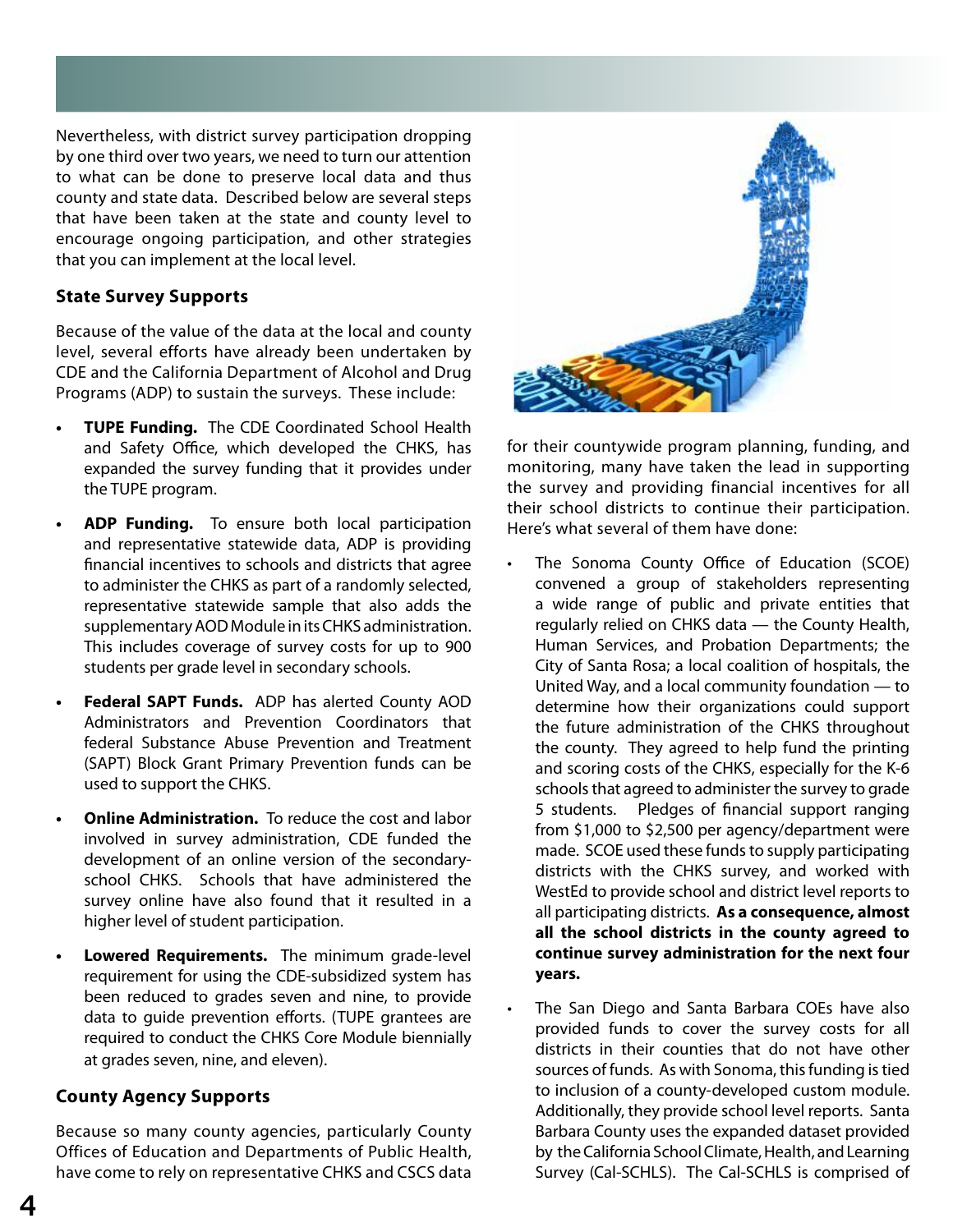Nevertheless, with district survey participation dropping by one third over two years, we need to turn our attention to what can be done to preserve local data and thus county and state data. Described below are several steps that have been taken at the state and county level to encourage ongoing participation, and other strategies that you can implement at the local level.

### State Survey Supports

Because of the value of the data at the local and county level, several efforts have already been undertaken by CDE and the California Department of Alcohol and Drug Programs (ADP) to sustain the surveys. These include:

- **TUPE Funding.** The CDE Coordinated School Health and Safety Office, which developed the CHKS, has expanded the survey funding that it provides under the TUPE program.
- **ADP Funding.** To ensure both local participation and representative statewide data, ADP is providing financial incentives to schools and districts that agree to administer the CHKS as part of a randomly selected, representative statewide sample that also adds the supplementary AOD Module in its CHKS administration. This includes coverage of survey costs for up to 900 students per grade level in secondary schools.
- **Federal SAPT Funds.** ADP has alerted County AOD Administrators and Prevention Coordinators that federal Substance Abuse Prevention and Treatment (SAPT) Block Grant Primary Prevention funds can be used to support the CHKS.
- **Online Administration.** To reduce the cost and labor involved in survey administration, CDE funded the development of an online version of the secondary-school CHKS. Schools that have administered the survey online have also found that it resulted in a higher level of student participation.
- **Lowered Requirements.** The minimum grade-level requirement for using the CDE-subsidized system has been reduced to grades seven and nine, to provide data to guide prevention efforts. (TUPE grantees are required to conduct the CHKS Core Module biennially at grades seven, nine, and eleven).

### County Agency Supports

Because so many county agencies, particularly County Offices of Education and Departments of Public Health, have come to rely on representative CHKS and CSCS data for their countywide program planning, funding, and monitoring, many have taken the lead in supporting the survey and providing financial incentives for all their school districts to continue their participation. Here's what several of them have done:

- The Sonoma County Office of Education (SCOE) convened a group of stakeholders representing a wide range of public and private entities that regularly relied on CHKS data — the County Health, Human Services, and Probation Departments; the City of Santa Rosa; a local coalition of hospitals, the United Way, and a local community foundation — to determine how their organizations could support the future administration of the CHKS throughout the county. They agreed to help fund the printing and scoring costs of the CHKS, especially for the K-6 schools that agreed to administer the survey to grade 5 students. Pledges of financial support ranging from $1,000 to $2,500 per agency/department were made. SCOE used these funds to supply participating districts with the CHKS survey, and worked with WestEd to provide school and district level reports to all participating districts. **As a consequence, almost all the school districts in the county agreed to continue survey administration for the next four years.**
- The San Diego and Santa Barbara COEs have also provided funds to cover the survey costs for all districts in their counties that do not have other sources of funds. As with Sonoma, this funding is tied to inclusion of a county-developed custom module. Additionally, they provide school level reports. Santa Barbara County uses the expanded dataset provided by the California School Climate, Health, and Learning Survey (Cal-SCHLS). The Cal-SCHLS is comprised of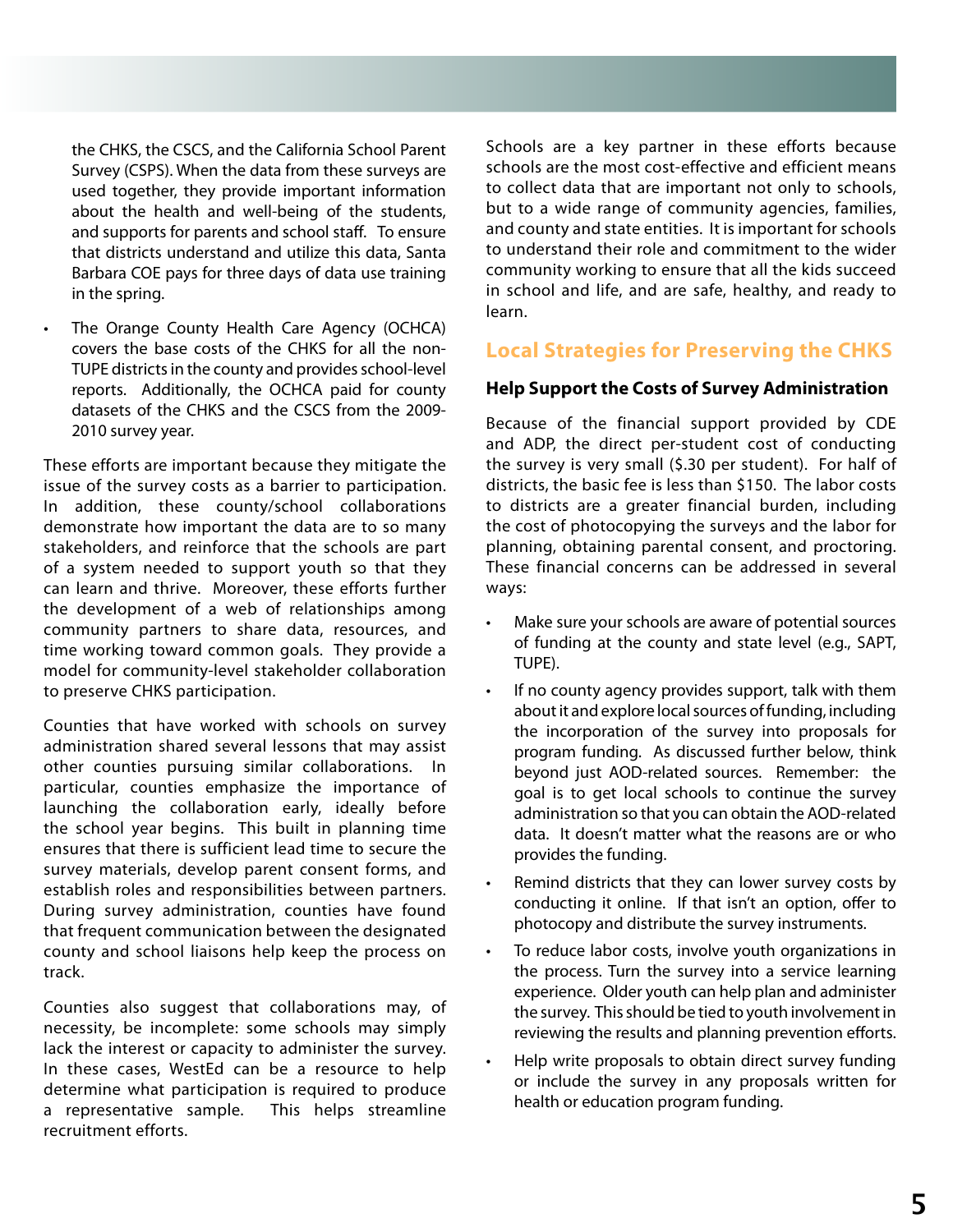the CHKS, the CSCS, and the California School Parent Survey (CSPS). When the data from these surveys are used together, they provide important information about the health and well-being of the students, and supports for parents and school staff. To ensure that districts understand and utilize this data, Santa Barbara COE pays for three days of data use training in the spring.

- The Orange County Health Care Agency (OCHCA) covers the base costs of the CHKS for all the non-TUPE districts in the county and provides school-level reports. Additionally, the OCHCA paid for county datasets of the CHKS and the CSCS from the 2009-2010 survey year.

These efforts are important because they mitigate the issue of the survey costs as a barrier to participation. In addition, these county/school collaborations demonstrate how important the data are to so many stakeholders, and reinforce that the schools are part of a system needed to support youth so that they can learn and thrive. Moreover, these efforts further the development of a web of relationships among community partners to share data, resources, and time working toward common goals. They provide a model for community-level stakeholder collaboration to preserve CHKS participation.

Counties that have worked with schools on survey administration shared several lessons that may assist other counties pursuing similar collaborations. In particular, counties emphasize the importance of launching the collaboration early, ideally before the school year begins. This built in planning time ensures that there is sufficient lead time to secure the survey materials, develop parent consent forms, and establish roles and responsibilities between partners. During survey administration, counties have found that frequent communication between the designated county and school liaisons help keep the process on track.

Counties also suggest that collaborations may, of necessity, be incomplete: some schools may simply lack the interest or capacity to administer the survey. In these cases, WestEd can be a resource to help determine what participation is required to produce a representative sample. This helps streamline recruitment efforts.

Schools are a key partner in these efforts because schools are the most cost-effective and efficient means to collect data that are important not only to schools, but to a wide range of community agencies, families, and county and state entities. It is important for schools to understand their role and commitment to the wider community working to ensure that all the kids succeed in school and life, and are safe, healthy, and ready to learn.

## Local Strategies for Preserving the CHKS

### Help Support the Costs of Survey Administration

Because of the financial support provided by CDE and ADP, the direct per-student cost of conducting the survey is very small ($.30 per student). For half of districts, the basic fee is less than $150. The labor costs to districts are a greater financial burden, including the cost of photocopying the surveys and the labor for planning, obtaining parental consent, and proctoring. These financial concerns can be addressed in several ways:

- Make sure your schools are aware of potential sources of funding at the county and state level (e.g., SAPT, TUPE).
- If no county agency provides support, talk with them about it and explore local sources of funding, including the incorporation of the survey into proposals for program funding. As discussed further below, think beyond just AOD-related sources. Remember: the goal is to get local schools to continue the survey administration so that you can obtain the AOD-related data. It doesn't matter what the reasons are or who provides the funding.
- Remind districts that they can lower survey costs by conducting it online. If that isn't an option, offer to photocopy and distribute the survey instruments.
- To reduce labor costs, involve youth organizations in the process. Turn the survey into a service learning experience. Older youth can help plan and administer the survey. This should be tied to youth involvement in reviewing the results and planning prevention efforts.
- Help write proposals to obtain direct survey funding or include the survey in any proposals written for health or education program funding.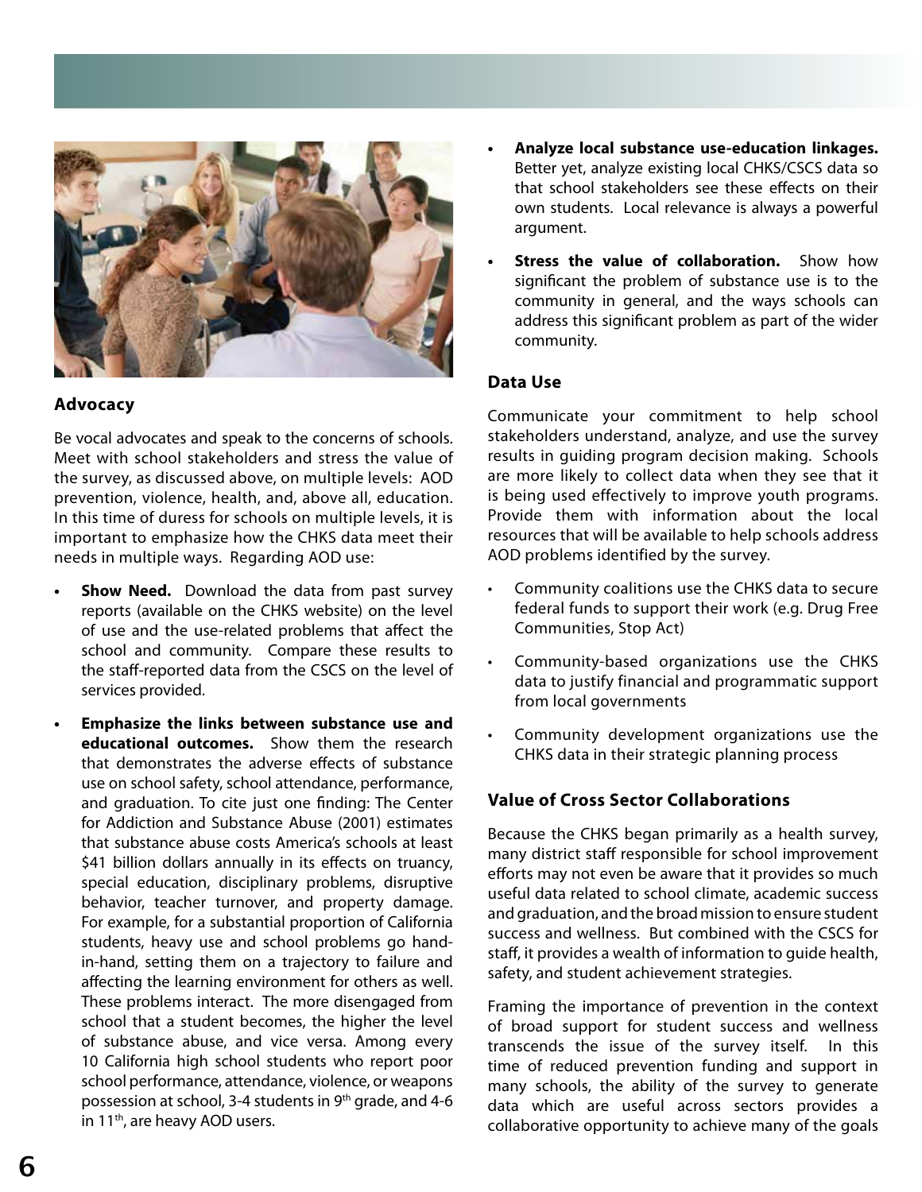## Advocacy

Be vocal advocates and speak to the concerns of schools. Meet with school stakeholders and stress the value of the survey, as discussed above, on multiple levels: AOD prevention, violence, health, and, above all, education. In this time of duress for schools on multiple levels, it is important to emphasize how the CHKS data meet their needs in multiple ways. Regarding AOD use:

- **Show Need.** Download the data from past survey reports (available on the CHKS website) on the level of use and the use-related problems that affect the school and community. Compare these results to the staff-reported data from the CSCS on the level of services provided.
- **Emphasize the links between substance use and educational outcomes.** Show them the research that demonstrates the adverse effects of substance use on school safety, school attendance, performance, and graduation. To cite just one finding: The Center for Addiction and Substance Abuse (2001) estimates that substance abuse costs America's schools at least $41 billion dollars annually in its effects on truancy, special education, disciplinary problems, disruptive behavior, teacher turnover, and property damage. For example, for a substantial proportion of California students, heavy use and school problems go hand-in-hand, setting them on a trajectory to failure and affecting the learning environment for others as well. These problems interact. The more disengaged from school that a student becomes, the higher the level of substance abuse, and vice versa. Among every 10 California high school students who report poor school performance, attendance, violence, or weapons possession at school, 3-4 students in 9th grade, and 4-6 in 11th, are heavy AOD users.
- **Analyze local substance use-education linkages.** Better yet, analyze existing local CHKS/CSCS data so that school stakeholders see these effects on their own students. Local relevance is always a powerful argument.
- **Stress the value of collaboration.** Show how significant the problem of substance use is to the community in general, and the ways schools can address this significant problem as part of the wider community.

## Data Use

Communicate your commitment to help school stakeholders understand, analyze, and use the survey results in guiding program decision making. Schools are more likely to collect data when they see that it is being used effectively to improve youth programs. Provide them with information about the local resources that will be available to help schools address AOD problems identified by the survey.

- Community coalitions use the CHKS data to secure federal funds to support their work (e.g. Drug Free Communities, Stop Act)
- Community-based organizations use the CHKS data to justify financial and programmatic support from local governments
- Community development organizations use the CHKS data in their strategic planning process

## Value of Cross Sector Collaborations

Because the CHKS began primarily as a health survey, many district staff responsible for school improvement efforts may not even be aware that it provides so much useful data related to school climate, academic success and graduation, and the broad mission to ensure student success and wellness. But combined with the CSCS for staff, it provides a wealth of information to guide health, safety, and student achievement strategies.

Framing the importance of prevention in the context of broad support for student success and wellness transcends the issue of the survey itself. In this time of reduced prevention funding and support in many schools, the ability of the survey to generate data which are useful across sectors provides a collaborative opportunity to achieve many of the goals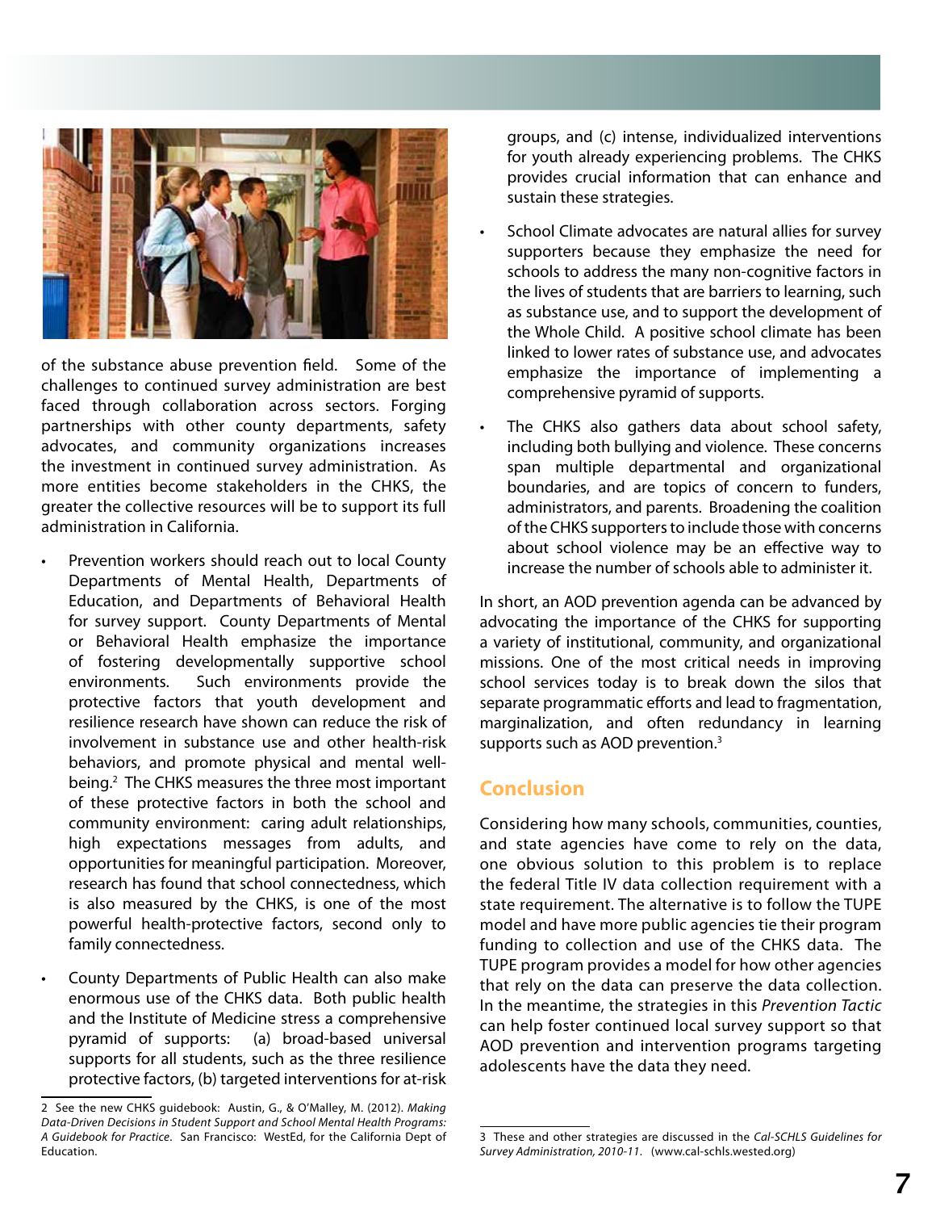of the substance abuse prevention field. Some of the challenges to continued survey administration are best faced through collaboration across sectors. Forging partnerships with other county departments, safety advocates, and community organizations increases the investment in continued survey administration. As more entities become stakeholders in the CHKS, the greater the collective resources will be to support its full administration in California.

- Prevention workers should reach out to local County Departments of Mental Health, Departments of Education, and Departments of Behavioral Health for survey support. County Departments of Mental or Behavioral Health emphasize the importance of fostering developmentally supportive school environments. Such environments provide the protective factors that youth development and resilience research have shown can reduce the risk of involvement in substance use and other health-risk behaviors, and promote physical and mental well-being.[2] The CHKS measures the three most important of these protective factors in both the school and community environment: caring adult relationships, high expectations messages from adults, and opportunities for meaningful participation. Moreover, research has found that school connectedness, which is also measured by the CHKS, is one of the most powerful health-protective factors, second only to family connectedness.

- County Departments of Public Health can also make enormous use of the CHKS data. Both public health and the Institute of Medicine stress a comprehensive pyramid of supports: (a) broad-based universal supports for all students, such as the three resilience protective factors, (b) targeted interventions for at-risk groups, and (c) intense, individualized interventions for youth already experiencing problems. The CHKS provides crucial information that can enhance and sustain these strategies.

- School Climate advocates are natural allies for survey supporters because they emphasize the need for schools to address the many non-cognitive factors in the lives of students that are barriers to learning, such as substance use, and to support the development of the Whole Child. A positive school climate has been linked to lower rates of substance use, and advocates emphasize the importance of implementing a comprehensive pyramid of supports.

- The CHKS also gathers data about school safety, including both bullying and violence. These concerns span multiple departmental and organizational boundaries, and are topics of concern to funders, administrators, and parents. Broadening the coalition of the CHKS supporters to include those with concerns about school violence may be an effective way to increase the number of schools able to administer it.

In short, an AOD prevention agenda can be advanced by advocating the importance of the CHKS for supporting a variety of institutional, community, and organizational missions. One of the most critical needs in improving school services today is to break down the silos that separate programmatic efforts and lead to fragmentation, marginalization, and often redundancy in learning supports such as AOD prevention.[3]

## Conclusion

Considering how many schools, communities, counties, and state agencies have come to rely on the data, one obvious solution to this problem is to replace the federal Title IV data collection requirement with a state requirement. The alternative is to follow the TUPE model and have more public agencies tie their program funding to collection and use of the CHKS data. The TUPE program provides a model for how other agencies that rely on the data can preserve the data collection. In the meantime, the strategies in this *Prevention Tactic* can help foster continued local survey support so that AOD prevention and intervention programs targeting adolescents have the data they need.

---

2 See the new CHKS guidebook: Austin, G., & O'Malley, M. (2012). *Making Data-Driven Decisions in Student Support and School Mental Health Programs: A Guidebook for Practice*. San Francisco: WestEd, for the California Dept of Education.

3 These and other strategies are discussed in the *Cal-SCHLS Guidelines for Survey Administration, 2010-11*. (www.cal-schls.wested.org)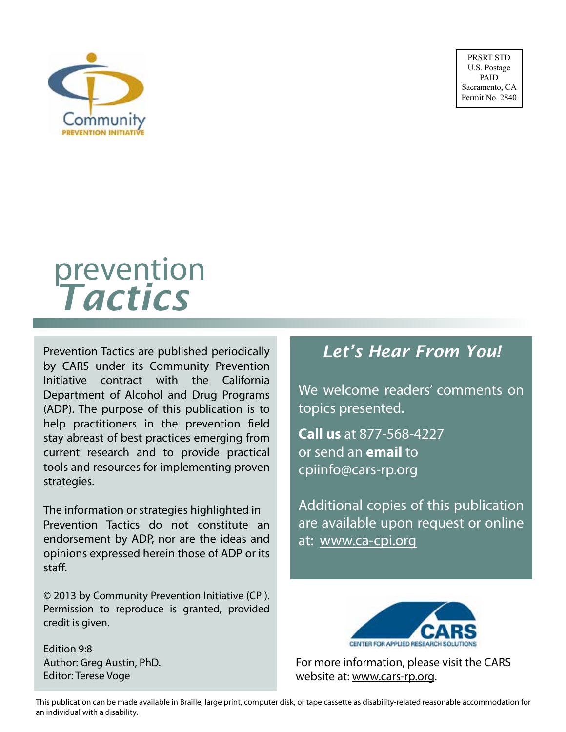Community

PREVENTION INITIATIVE

PRSRT STD
U.S. Postage
PAID
Sacramento, CA
Permit No. 2840

# prevention *Tactics*

Prevention Tactics are published periodically by CARS under its Community Prevention Initiative contract with the California Department of Alcohol and Drug Programs (ADP). The purpose of this publication is to help practitioners in the prevention field stay abreast of best practices emerging from current research and to provide practical tools and resources for implementing proven strategies.

The information or strategies highlighted in Prevention Tactics do not constitute an endorsement by ADP, nor are the ideas and opinions expressed herein those of ADP or its staff.

© 2013 by Community Prevention Initiative (CPI). Permission to reproduce is granted, provided credit is given.

Edition 9:8
Author: Greg Austin, PhD.
Editor: Terese Voge

## *Let's Hear From You!*

We welcome readers' comments on topics presented.

**Call us** at 877-568-4227
or send an **email** to
cpiinfo@cars-rp.org

Additional copies of this publication are available upon request or online at: www.ca-cpi.org

CARS
CENTER FOR APPLIED RESEARCH SOLUTIONS

For more information, please visit the CARS website at: www.cars-rp.org.

This publication can be made available in Braille, large print, computer disk, or tape cassette as disability-related reasonable accommodation for an individual with a disability.